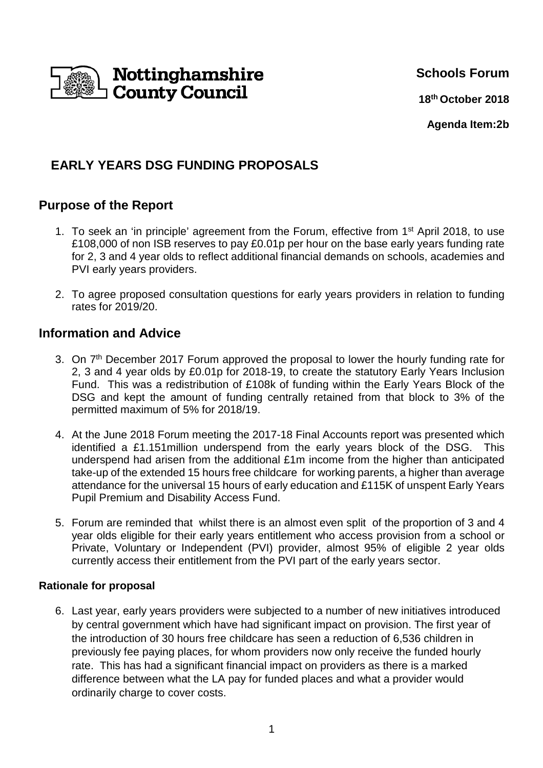Nottinghamshire County Council

**Schools Forum**

**18th October 2018**

**Agenda Item:2b**

# EARLY YEARS DSG FUNDING PROPOSALS

## Purpose of the Report

1. To seek an 'in principle' agreement from the Forum, effective from 1st April 2018, to use £108,000 of non ISB reserves to pay £0.01p per hour on the base early years funding rate for 2, 3 and 4 year olds to reflect additional financial demands on schools, academies and PVI early years providers.

2. To agree proposed consultation questions for early years providers in relation to funding rates for 2019/20.

## Information and Advice

3. On 7th December 2017 Forum approved the proposal to lower the hourly funding rate for 2, 3 and 4 year olds by £0.01p for 2018-19, to create the statutory Early Years Inclusion Fund. This was a redistribution of £108k of funding within the Early Years Block of the DSG and kept the amount of funding centrally retained from that block to 3% of the permitted maximum of 5% for 2018/19.

4. At the June 2018 Forum meeting the 2017-18 Final Accounts report was presented which identified a £1.151million underspend from the early years block of the DSG. This underspend had arisen from the additional £1m income from the higher than anticipated take-up of the extended 15 hours free childcare for working parents, a higher than average attendance for the universal 15 hours of early education and £115K of unspent Early Years Pupil Premium and Disability Access Fund.

5. Forum are reminded that whilst there is an almost even split of the proportion of 3 and 4 year olds eligible for their early years entitlement who access provision from a school or Private, Voluntary or Independent (PVI) provider, almost 95% of eligible 2 year olds currently access their entitlement from the PVI part of the early years sector.

### Rationale for proposal

6. Last year, early years providers were subjected to a number of new initiatives introduced by central government which have had significant impact on provision. The first year of the introduction of 30 hours free childcare has seen a reduction of 6,536 children in previously fee paying places, for whom providers now only receive the funded hourly rate. This has had a significant financial impact on providers as there is a marked difference between what the LA pay for funded places and what a provider would ordinarily charge to cover costs.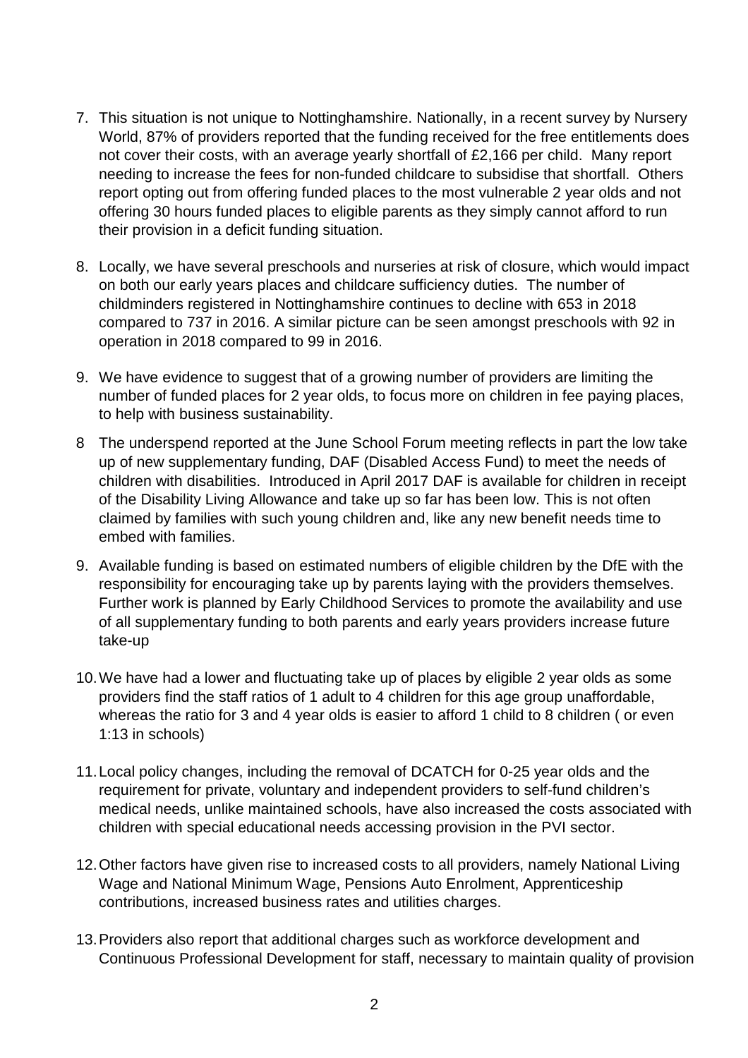7. This situation is not unique to Nottinghamshire. Nationally, in a recent survey by Nursery World, 87% of providers reported that the funding received for the free entitlements does not cover their costs, with an average yearly shortfall of £2,166 per child. Many report needing to increase the fees for non-funded childcare to subsidise that shortfall. Others report opting out from offering funded places to the most vulnerable 2 year olds and not offering 30 hours funded places to eligible parents as they simply cannot afford to run their provision in a deficit funding situation.

8. Locally, we have several preschools and nurseries at risk of closure, which would impact on both our early years places and childcare sufficiency duties. The number of childminders registered in Nottinghamshire continues to decline with 653 in 2018 compared to 737 in 2016. A similar picture can be seen amongst preschools with 92 in operation in 2018 compared to 99 in 2016.

9. We have evidence to suggest that of a growing number of providers are limiting the number of funded places for 2 year olds, to focus more on children in fee paying places, to help with business sustainability.

8 The underspend reported at the June School Forum meeting reflects in part the low take up of new supplementary funding, DAF (Disabled Access Fund) to meet the needs of children with disabilities. Introduced in April 2017 DAF is available for children in receipt of the Disability Living Allowance and take up so far has been low. This is not often claimed by families with such young children and, like any new benefit needs time to embed with families.

9. Available funding is based on estimated numbers of eligible children by the DfE with the responsibility for encouraging take up by parents laying with the providers themselves. Further work is planned by Early Childhood Services to promote the availability and use of all supplementary funding to both parents and early years providers increase future take-up

10. We have had a lower and fluctuating take up of places by eligible 2 year olds as some providers find the staff ratios of 1 adult to 4 children for this age group unaffordable, whereas the ratio for 3 and 4 year olds is easier to afford 1 child to 8 children ( or even 1:13 in schools)

11. Local policy changes, including the removal of DCATCH for 0-25 year olds and the requirement for private, voluntary and independent providers to self-fund children's medical needs, unlike maintained schools, have also increased the costs associated with children with special educational needs accessing provision in the PVI sector.

12. Other factors have given rise to increased costs to all providers, namely National Living Wage and National Minimum Wage, Pensions Auto Enrolment, Apprenticeship contributions, increased business rates and utilities charges.

13. Providers also report that additional charges such as workforce development and Continuous Professional Development for staff, necessary to maintain quality of provision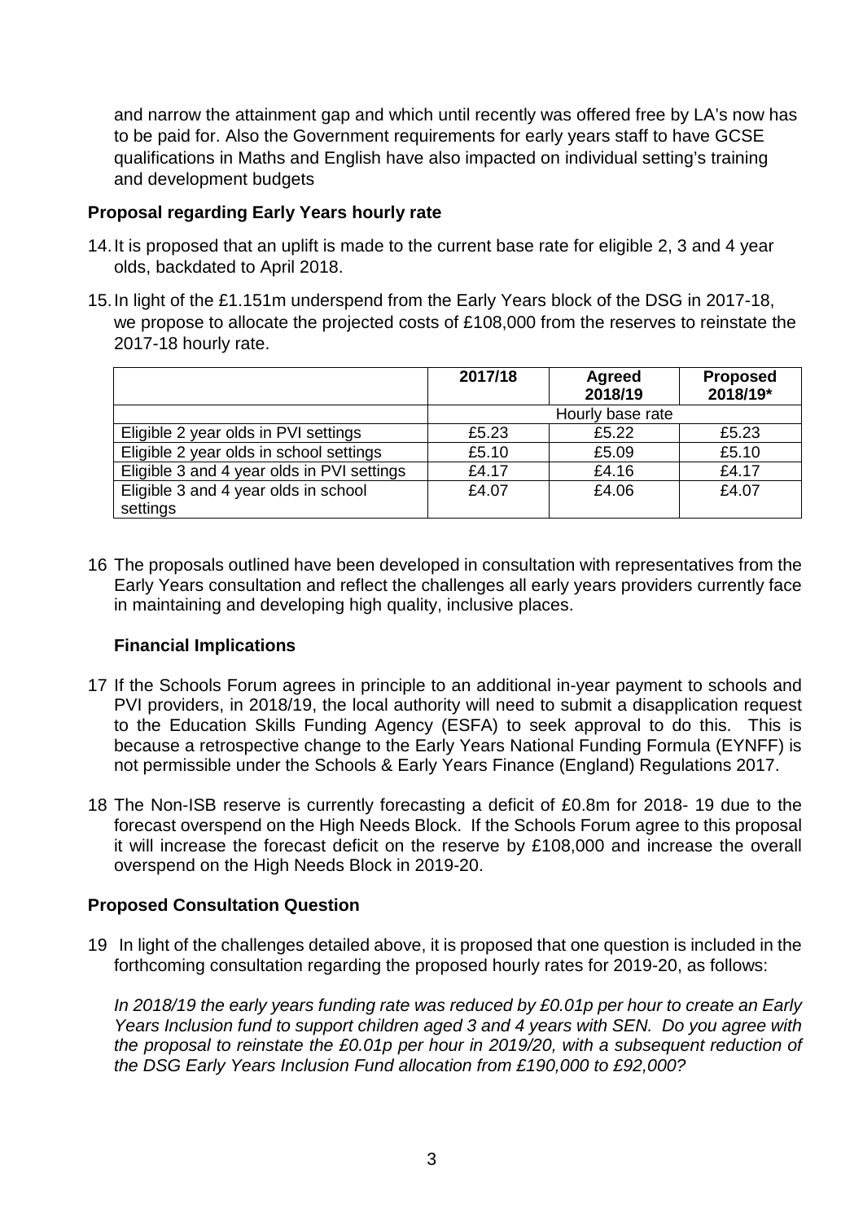and narrow the attainment gap and which until recently was offered free by LA's now has to be paid for. Also the Government requirements for early years staff to have GCSE qualifications in Maths and English have also impacted on individual setting's training and development budgets

**Proposal regarding Early Years hourly rate**

14. It is proposed that an uplift is made to the current base rate for eligible 2, 3 and 4 year olds, backdated to April 2018.

15. In light of the £1.151m underspend from the Early Years block of the DSG in 2017-18, we propose to allocate the projected costs of £108,000 from the reserves to reinstate the 2017-18 hourly rate.

| | 2017/18 | Agreed 2018/19 | Proposed 2018/19* |
|---|---|---|---|
| | Hourly base rate | | |
| Eligible 2 year olds in PVI settings | £5.23 | £5.22 | £5.23 |
| Eligible 2 year olds in school settings | £5.10 | £5.09 | £5.10 |
| Eligible 3 and 4 year olds in PVI settings | £4.17 | £4.16 | £4.17 |
| Eligible 3 and 4 year olds in school settings | £4.07 | £4.06 | £4.07 |

16 The proposals outlined have been developed in consultation with representatives from the Early Years consultation and reflect the challenges all early years providers currently face in maintaining and developing high quality, inclusive places.

**Financial Implications**

17 If the Schools Forum agrees in principle to an additional in-year payment to schools and PVI providers, in 2018/19, the local authority will need to submit a disapplication request to the Education Skills Funding Agency (ESFA) to seek approval to do this. This is because a retrospective change to the Early Years National Funding Formula (EYNFF) is not permissible under the Schools & Early Years Finance (England) Regulations 2017.

18 The Non-ISB reserve is currently forecasting a deficit of £0.8m for 2018- 19 due to the forecast overspend on the High Needs Block. If the Schools Forum agree to this proposal it will increase the forecast deficit on the reserve by £108,000 and increase the overall overspend on the High Needs Block in 2019-20.

**Proposed Consultation Question**

19 In light of the challenges detailed above, it is proposed that one question is included in the forthcoming consultation regarding the proposed hourly rates for 2019-20, as follows:

*In 2018/19 the early years funding rate was reduced by £0.01p per hour to create an Early Years Inclusion fund to support children aged 3 and 4 years with SEN. Do you agree with the proposal to reinstate the £0.01p per hour in 2019/20, with a subsequent reduction of the DSG Early Years Inclusion Fund allocation from £190,000 to £92,000?*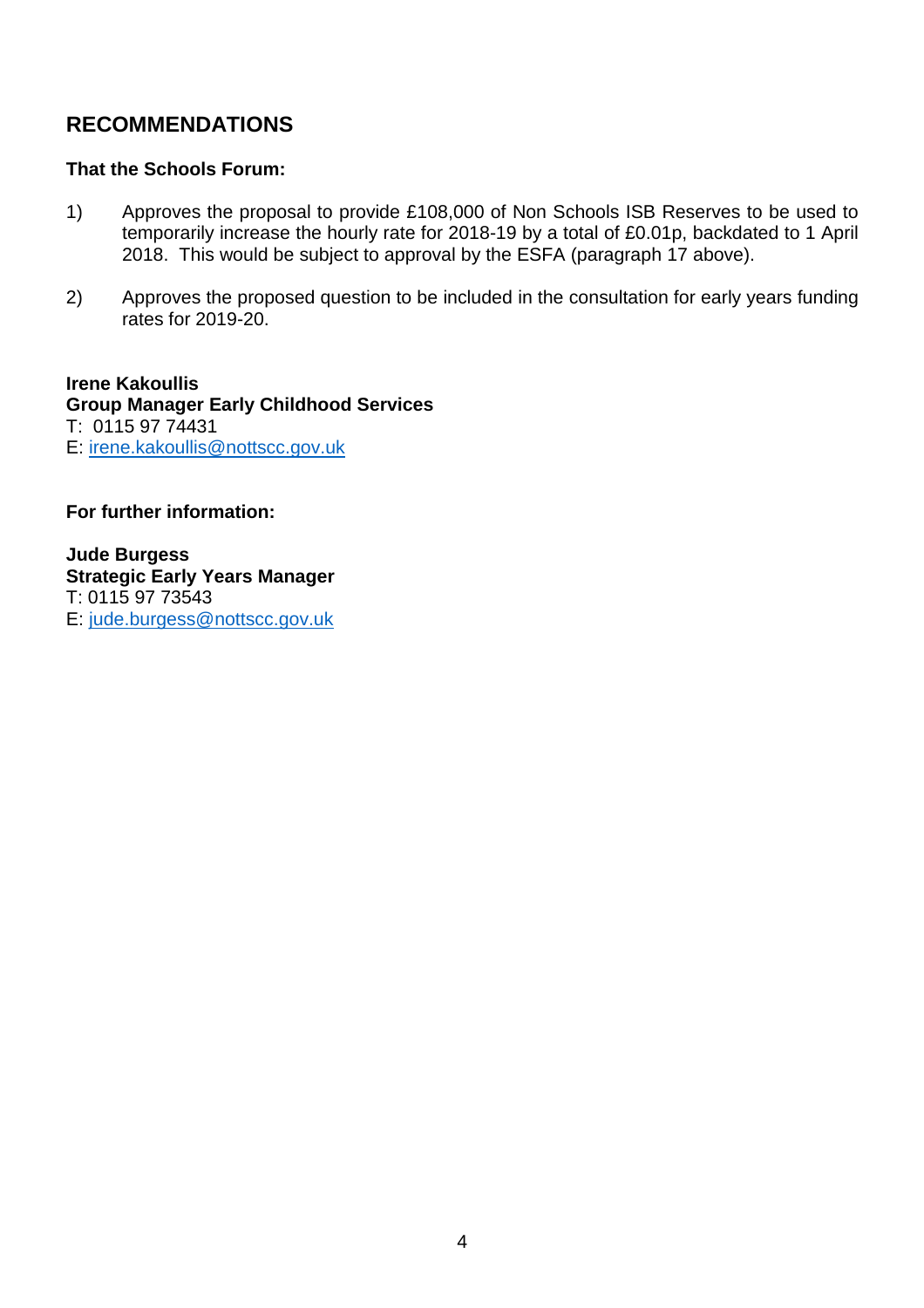## RECOMMENDATIONS

**That the Schools Forum:**

1) Approves the proposal to provide £108,000 of Non Schools ISB Reserves to be used to temporarily increase the hourly rate for 2018-19 by a total of £0.01p, backdated to 1 April 2018. This would be subject to approval by the ESFA (paragraph 17 above).

2) Approves the proposed question to be included in the consultation for early years funding rates for 2019-20.

**Irene Kakoullis**
**Group Manager Early Childhood Services**
T: 0115 97 74431
E: irene.kakoullis@nottscc.gov.uk

**For further information:**

**Jude Burgess**
**Strategic Early Years Manager**
T: 0115 97 73543
E: jude.burgess@nottscc.gov.uk